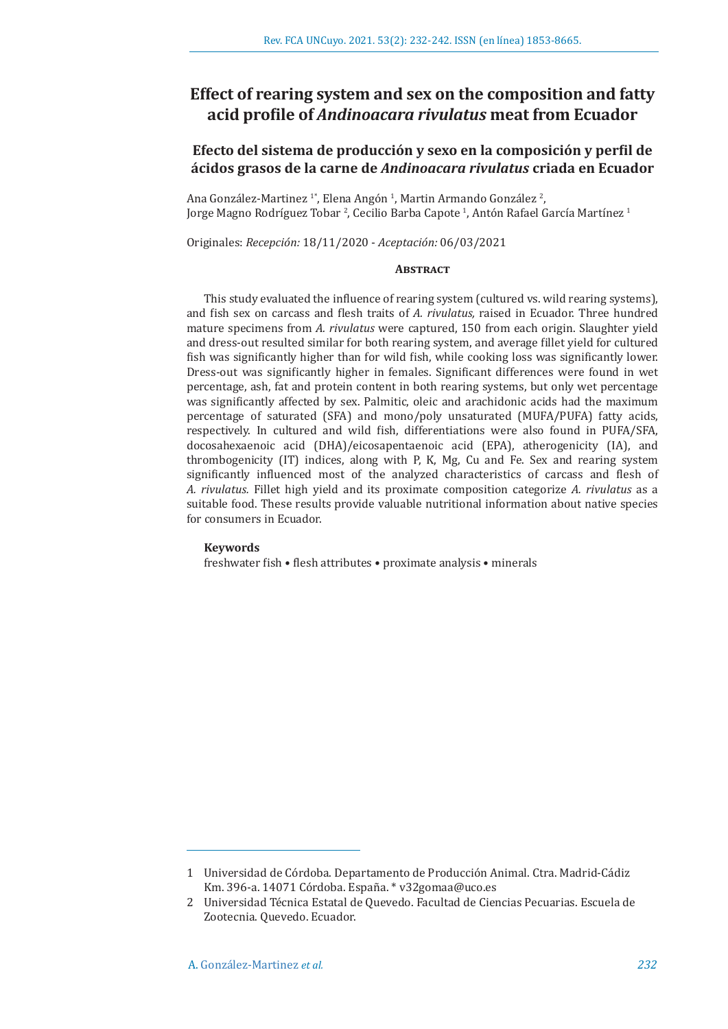# Effect of rearing system and sex on the composition and fatty acid profile of *Andinoacara rivulatus* meat from Ecuador

## Efecto del sistema de producción y sexo en la composición y perfil de ácidos grasos de la carne de *Andinoacara rivulatus* criada en Ecuador

Ana González-Martinez [1*], Elena Angón [1], Martin Armando González [2], Jorge Magno Rodríguez Tobar [2], Cecilio Barba Capote [1], Antón Rafael García Martínez [1]

Originales: *Recepción:* 18/11/2020 - *Aceptación:* 06/03/2021

### Abstract

This study evaluated the influence of rearing system (cultured vs. wild rearing systems), and fish sex on carcass and flesh traits of *A. rivulatus,* raised in Ecuador. Three hundred mature specimens from *A. rivulatus* were captured, 150 from each origin. Slaughter yield and dress-out resulted similar for both rearing system, and average fillet yield for cultured fish was significantly higher than for wild fish, while cooking loss was significantly lower. Dress-out was significantly higher in females. Significant differences were found in wet percentage, ash, fat and protein content in both rearing systems, but only wet percentage was significantly affected by sex. Palmitic, oleic and arachidonic acids had the maximum percentage of saturated (SFA) and mono/poly unsaturated (MUFA/PUFA) fatty acids, respectively. In cultured and wild fish, differentiations were also found in PUFA/SFA, docosahexaenoic acid (DHA)/eicosapentaenoic acid (EPA), atherogenicity (IA), and thrombogenicity (IT) indices, along with P, K, Mg, Cu and Fe. Sex and rearing system significantly influenced most of the analyzed characteristics of carcass and flesh of *A. rivulatus.* Fillet high yield and its proximate composition categorize *A. rivulatus* as a suitable food. These results provide valuable nutritional information about native species for consumers in Ecuador.

**Keywords**

freshwater fish • flesh attributes • proximate analysis • minerals

---

1 Universidad de Córdoba. Departamento de Producción Animal. Ctra. Madrid-Cádiz Km. 396-a. 14071 Córdoba. España. * v32gomaa@uco.es

2 Universidad Técnica Estatal de Quevedo. Facultad de Ciencias Pecuarias. Escuela de Zootecnia. Quevedo. Ecuador.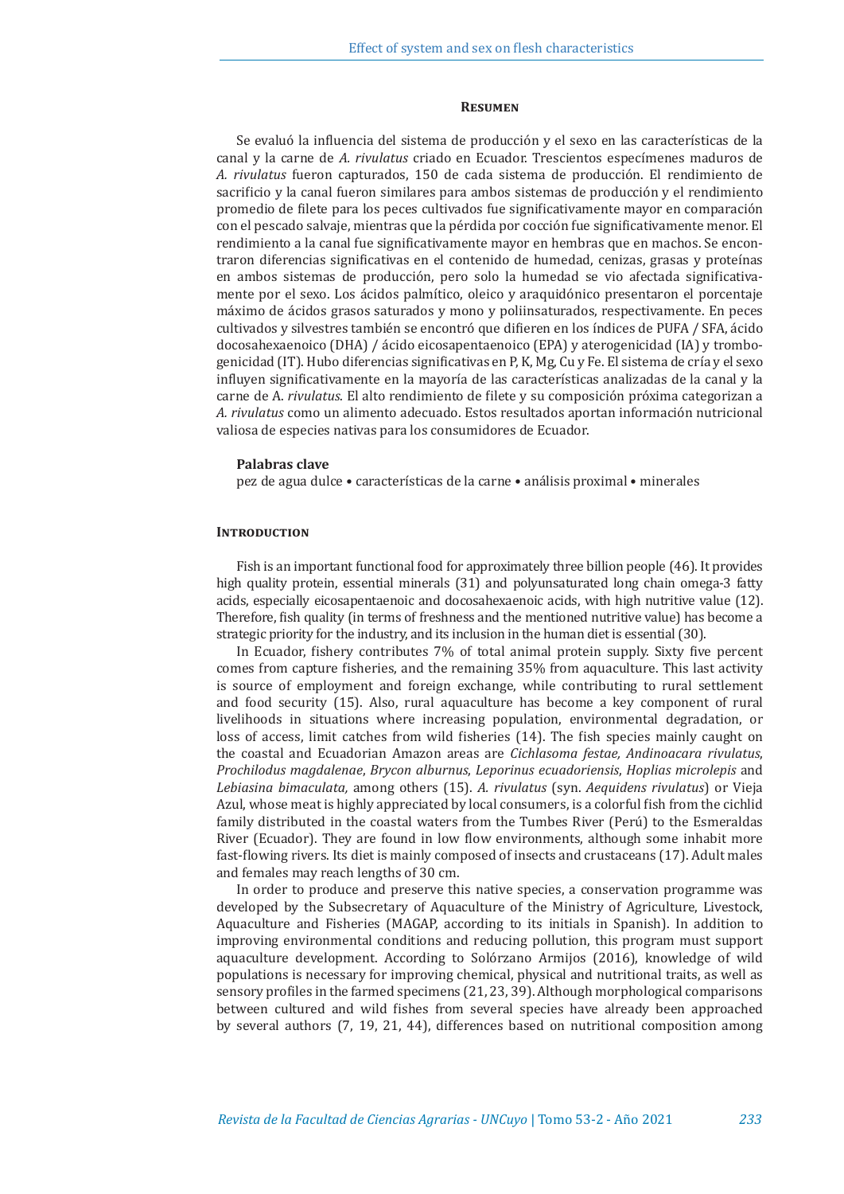### Resumen

Se evaluó la influencia del sistema de producción y el sexo en las características de la canal y la carne de *A. rivulatus* criado en Ecuador. Trescientos especímenes maduros de *A. rivulatus* fueron capturados, 150 de cada sistema de producción. El rendimiento de sacrificio y la canal fueron similares para ambos sistemas de producción y el rendimiento promedio de filete para los peces cultivados fue significativamente mayor en comparación con el pescado salvaje, mientras que la pérdida por cocción fue significativamente menor. El rendimiento a la canal fue significativamente mayor en hembras que en machos. Se encontraron diferencias significativas en el contenido de humedad, cenizas, grasas y proteínas en ambos sistemas de producción, pero solo la humedad se vio afectada significativamente por el sexo. Los ácidos palmítico, oleico y araquidónico presentaron el porcentaje máximo de ácidos grasos saturados y mono y poliinsaturados, respectivamente. En peces cultivados y silvestres también se encontró que difieren en los índices de PUFA / SFA, ácido docosahexaenoico (DHA) / ácido eicosapentaenoico (EPA) y aterogenicidad (IA) y trombogenicidad (IT). Hubo diferencias significativas en P, K, Mg, Cu y Fe. El sistema de cría y el sexo influyen significativamente en la mayoría de las características analizadas de la canal y la carne de A. *rivulatus*. El alto rendimiento de filete y su composición próxima categorizan a *A. rivulatus* como un alimento adecuado. Estos resultados aportan información nutricional valiosa de especies nativas para los consumidores de Ecuador.

**Palabras clave**

pez de agua dulce • características de la carne • análisis proximal • minerales

### Introduction

Fish is an important functional food for approximately three billion people (46). It provides high quality protein, essential minerals (31) and polyunsaturated long chain omega-3 fatty acids, especially eicosapentaenoic and docosahexaenoic acids, with high nutritive value (12). Therefore, fish quality (in terms of freshness and the mentioned nutritive value) has become a strategic priority for the industry, and its inclusion in the human diet is essential (30).

In Ecuador, fishery contributes 7% of total animal protein supply. Sixty five percent comes from capture fisheries, and the remaining 35% from aquaculture. This last activity is source of employment and foreign exchange, while contributing to rural settlement and food security (15). Also, rural aquaculture has become a key component of rural livelihoods in situations where increasing population, environmental degradation, or loss of access, limit catches from wild fisheries (14). The fish species mainly caught on the coastal and Ecuadorian Amazon areas are *Cichlasoma festae, Andinoacara rivulatus*, *Prochilodus magdalenae*, *Brycon alburnus*, *Leporinus ecuadoriensis*, *Hoplias microlepis* and *Lebiasina bimaculata,* among others (15). *A. rivulatus* (syn. *Aequidens rivulatus*) or Vieja Azul, whose meat is highly appreciated by local consumers, is a colorful fish from the cichlid family distributed in the coastal waters from the Tumbes River (Perú) to the Esmeraldas River (Ecuador). They are found in low flow environments, although some inhabit more fast-flowing rivers. Its diet is mainly composed of insects and crustaceans (17). Adult males and females may reach lengths of 30 cm.

In order to produce and preserve this native species, a conservation programme was developed by the Subsecretary of Aquaculture of the Ministry of Agriculture, Livestock, Aquaculture and Fisheries (MAGAP, according to its initials in Spanish). In addition to improving environmental conditions and reducing pollution, this program must support aquaculture development. According to Solórzano Armijos (2016), knowledge of wild populations is necessary for improving chemical, physical and nutritional traits, as well as sensory profiles in the farmed specimens (21, 23, 39). Although morphological comparisons between cultured and wild fishes from several species have already been approached by several authors (7, 19, 21, 44), differences based on nutritional composition among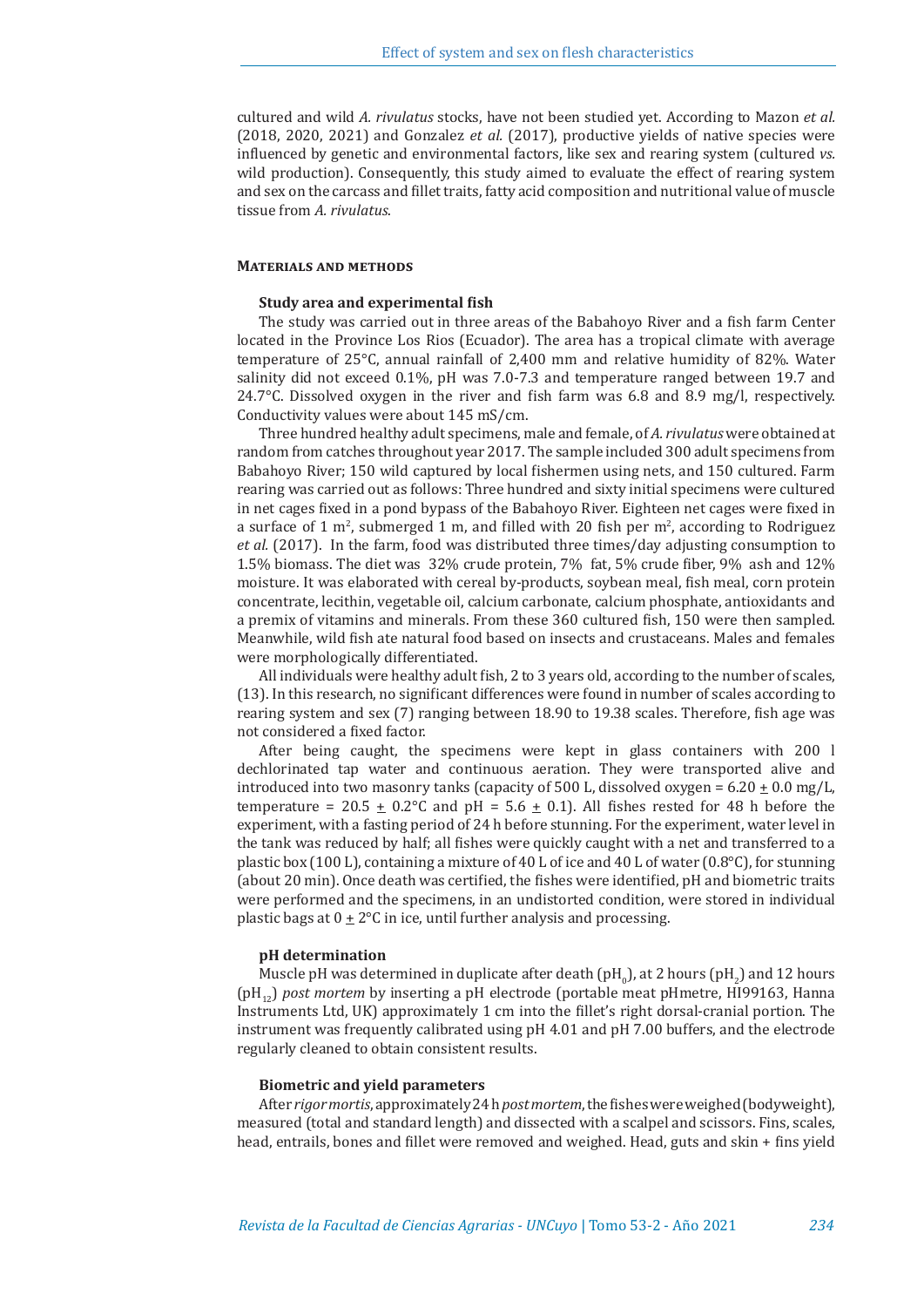cultured and wild *A. rivulatus* stocks, have not been studied yet. According to Mazon *et al.* (2018, 2020, 2021) and Gonzalez *et al.* (2017), productive yields of native species were influenced by genetic and environmental factors, like sex and rearing system (cultured *vs.* wild production). Consequently, this study aimed to evaluate the effect of rearing system and sex on the carcass and fillet traits, fatty acid composition and nutritional value of muscle tissue from *A. rivulatus*.

## Materials and methods

### Study area and experimental fish

The study was carried out in three areas of the Babahoyo River and a fish farm Center located in the Province Los Rios (Ecuador). The area has a tropical climate with average temperature of 25°C, annual rainfall of 2,400 mm and relative humidity of 82%. Water salinity did not exceed 0.1%, pH was 7.0-7.3 and temperature ranged between 19.7 and 24.7°C. Dissolved oxygen in the river and fish farm was 6.8 and 8.9 mg/l, respectively. Conductivity values were about 145 mS/cm.

Three hundred healthy adult specimens, male and female, of *A. rivulatus* were obtained at random from catches throughout year 2017. The sample included 300 adult specimens from Babahoyo River; 150 wild captured by local fishermen using nets, and 150 cultured. Farm rearing was carried out as follows: Three hundred and sixty initial specimens were cultured in net cages fixed in a pond bypass of the Babahoyo River. Eighteen net cages were fixed in a surface of 1 $m^2$, submerged 1 m, and filled with 20 fish per $m^2$, according to Rodriguez *et al.* (2017). In the farm, food was distributed three times/day adjusting consumption to 1.5% biomass. The diet was 32% crude protein, 7% fat, 5% crude fiber, 9% ash and 12% moisture. It was elaborated with cereal by-products, soybean meal, fish meal, corn protein concentrate, lecithin, vegetable oil, calcium carbonate, calcium phosphate, antioxidants and a premix of vitamins and minerals. From these 360 cultured fish, 150 were then sampled. Meanwhile, wild fish ate natural food based on insects and crustaceans. Males and females were morphologically differentiated.

All individuals were healthy adult fish, 2 to 3 years old, according to the number of scales, (13). In this research, no significant differences were found in number of scales according to rearing system and sex (7) ranging between 18.90 to 19.38 scales. Therefore, fish age was not considered a fixed factor.

After being caught, the specimens were kept in glass containers with 200 l dechlorinated tap water and continuous aeration. They were transported alive and introduced into two masonry tanks (capacity of 500 L, dissolved oxygen = 6.20 ± 0.0 mg/L, temperature = 20.5 ± 0.2°C and pH = 5.6 ± 0.1). All fishes rested for 48 h before the experiment, with a fasting period of 24 h before stunning. For the experiment, water level in the tank was reduced by half; all fishes were quickly caught with a net and transferred to a plastic box (100 L), containing a mixture of 40 L of ice and 40 L of water (0.8°C), for stunning (about 20 min). Once death was certified, the fishes were identified, pH and biometric traits were performed and the specimens, in an undistorted condition, were stored in individual plastic bags at 0 ± 2°C in ice, until further analysis and processing.

### pH determination

Muscle pH was determined in duplicate after death ($pH_0$), at 2 hours ($pH_2$) and 12 hours ($pH_{12}$) *post mortem* by inserting a pH electrode (portable meat pHmetre, HI99163, Hanna Instruments Ltd, UK) approximately 1 cm into the fillet's right dorsal-cranial portion. The instrument was frequently calibrated using pH 4.01 and pH 7.00 buffers, and the electrode regularly cleaned to obtain consistent results.

### Biometric and yield parameters

After *rigor mortis*, approximately 24 h *post mortem*, the fishes were weighed (bodyweight), measured (total and standard length) and dissected with a scalpel and scissors. Fins, scales, head, entrails, bones and fillet were removed and weighed. Head, guts and skin + fins yield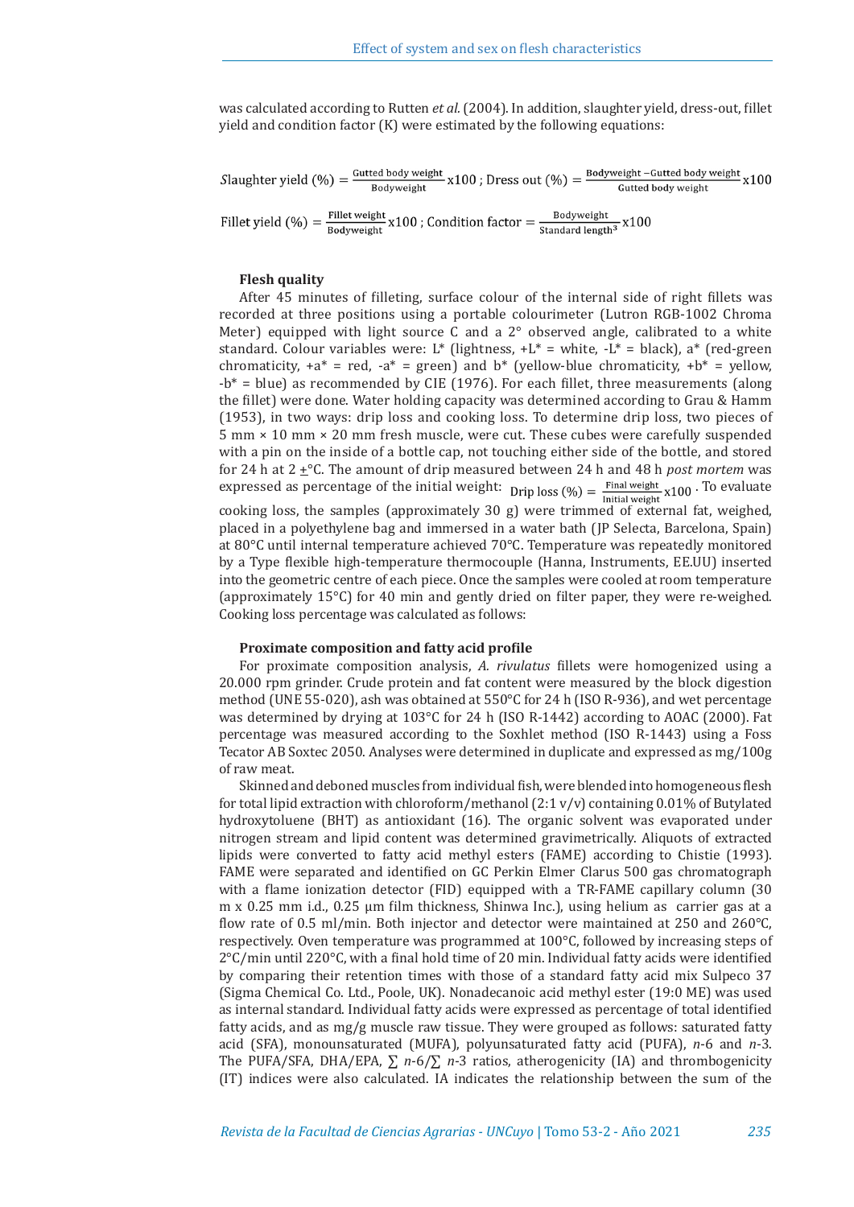was calculated according to Rutten *et al.* (2004). In addition, slaughter yield, dress-out, fillet yield and condition factor (K) were estimated by the following equations:

$$Slaughter\ yield\ (\%) = \frac{\text{Gutted body weight}}{\text{Bodyweight}} x100\ ;\ \text{Dress out}\ (\%) = \frac{\text{Bodyweight} - \text{Gutted body weight}}{\text{Gutted body weight}} x100$$

$$\text{Fillet yield}\ (\%) = \frac{\text{Fillet weight}}{\text{Bodyweight}} x100\ ;\ \text{Condition factor} = \frac{\text{Bodyweight}}{\text{Standard length}^3} x100$$

**Flesh quality**

After 45 minutes of filleting, surface colour of the internal side of right fillets was recorded at three positions using a portable colourimeter (Lutron RGB-1002 Chroma Meter) equipped with light source C and a 2° observed angle, calibrated to a white standard. Colour variables were: L* (lightness, +L* = white, -L* = black), a* (red-green chromaticity, +a* = red, -a* = green) and b* (yellow-blue chromaticity, +b* = yellow, -b* = blue) as recommended by CIE (1976). For each fillet, three measurements (along the fillet) were done. Water holding capacity was determined according to Grau & Hamm (1953), in two ways: drip loss and cooking loss. To determine drip loss, two pieces of 5 mm × 10 mm × 20 mm fresh muscle, were cut. These cubes were carefully suspended with a pin on the inside of a bottle cap, not touching either side of the bottle, and stored for 24 h at 2 ±°C. The amount of drip measured between 24 h and 48 h *post mortem* was expressed as percentage of the initial weight: $\text{Drip loss}\ (\%) = \frac{\text{Final weight}}{\text{Initial weight}} x100$. To evaluate cooking loss, the samples (approximately 30 g) were trimmed of external fat, weighed, placed in a polyethylene bag and immersed in a water bath (JP Selecta, Barcelona, Spain) at 80°C until internal temperature achieved 70°C. Temperature was repeatedly monitored by a Type flexible high-temperature thermocouple (Hanna, Instruments, EE.UU) inserted into the geometric centre of each piece. Once the samples were cooled at room temperature (approximately 15°C) for 40 min and gently dried on filter paper, they were re-weighed. Cooking loss percentage was calculated as follows:

**Proximate composition and fatty acid profile**

For proximate composition analysis, *A. rivulatus* fillets were homogenized using a 20.000 rpm grinder. Crude protein and fat content were measured by the block digestion method (UNE 55-020), ash was obtained at 550°C for 24 h (ISO R-936), and wet percentage was determined by drying at 103°C for 24 h (ISO R-1442) according to AOAC (2000). Fat percentage was measured according to the Soxhlet method (ISO R-1443) using a Foss Tecator AB Soxtec 2050. Analyses were determined in duplicate and expressed as mg/100g of raw meat.

Skinned and deboned muscles from individual fish, were blended into homogeneous flesh for total lipid extraction with chloroform/methanol (2:1 v/v) containing 0.01% of Butylated hydroxytoluene (BHT) as antioxidant (16). The organic solvent was evaporated under nitrogen stream and lipid content was determined gravimetrically. Aliquots of extracted lipids were converted to fatty acid methyl esters (FAME) according to Chistie (1993). FAME were separated and identified on GC Perkin Elmer Clarus 500 gas chromatograph with a flame ionization detector (FID) equipped with a TR-FAME capillary column (30 m x 0.25 mm i.d., 0.25 µm film thickness, Shinwa Inc.), using helium as carrier gas at a flow rate of 0.5 ml/min. Both injector and detector were maintained at 250 and 260°C, respectively. Oven temperature was programmed at 100°C, followed by increasing steps of 2°C/min until 220°C, with a final hold time of 20 min. Individual fatty acids were identified by comparing their retention times with those of a standard fatty acid mix Sulpeco 37 (Sigma Chemical Co. Ltd., Poole, UK). Nonadecanoic acid methyl ester (19:0 ME) was used as internal standard. Individual fatty acids were expressed as percentage of total identified fatty acids, and as mg/g muscle raw tissue. They were grouped as follows: saturated fatty acid (SFA), monounsaturated (MUFA), polyunsaturated fatty acid (PUFA), *n*-6 and *n*-3. The PUFA/SFA, DHA/EPA, $\sum n\text{-}6/\sum n\text{-}3$ ratios, atherogenicity (IA) and thrombogenicity (IT) indices were also calculated. IA indicates the relationship between the sum of the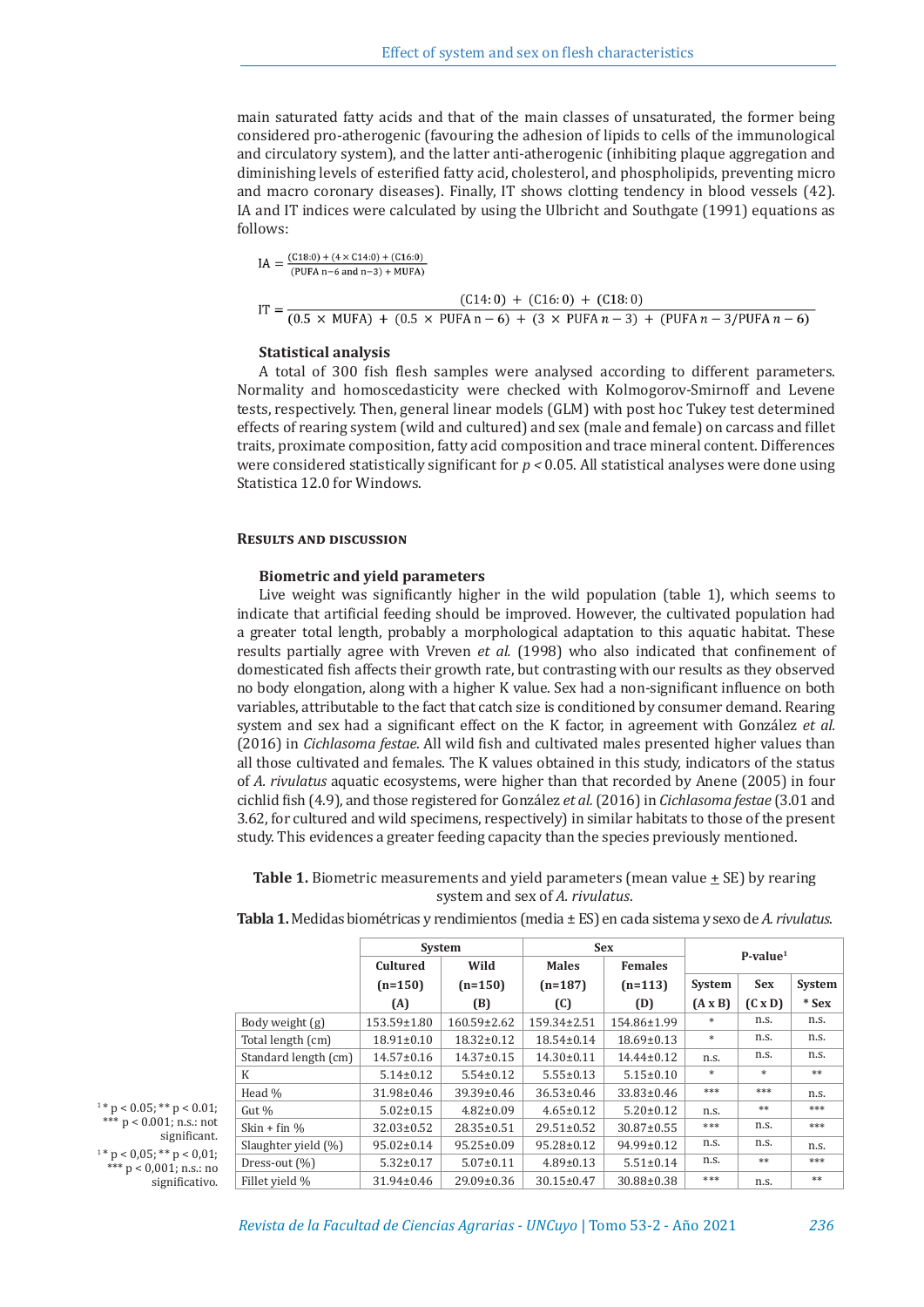main saturated fatty acids and that of the main classes of unsaturated, the former being considered pro-atherogenic (favouring the adhesion of lipids to cells of the immunological and circulatory system), and the latter anti-atherogenic (inhibiting plaque aggregation and diminishing levels of esterified fatty acid, cholesterol, and phospholipids, preventing micro and macro coronary diseases). Finally, IT shows clotting tendency in blood vessels (42). IA and IT indices were calculated by using the Ulbricht and Southgate (1991) equations as follows:

$$IA = \frac{(C18{:}0) + (4 \times C14{:}0) + (C16{:}0)}{(PUFA\ n{-}6\ and\ n{-}3) + MUFA}$$

$$IT = \frac{(C14{:}0) + (C16{:}0) + (C18{:}0)}{(0.5 \times MUFA) + (0.5 \times PUFA\ n-6) + (3 \times PUFA\ n-3) + (PUFA\ n-3/PUFA\ n-6)}$$

### Statistical analysis

A total of 300 fish flesh samples were analysed according to different parameters. Normality and homoscedasticity were checked with Kolmogorov-Smirnoff and Levene tests, respectively. Then, general linear models (GLM) with post hoc Tukey test determined effects of rearing system (wild and cultured) and sex (male and female) on carcass and fillet traits, proximate composition, fatty acid composition and trace mineral content. Differences were considered statistically significant for $p < 0.05$. All statistical analyses were done using Statistica 12.0 for Windows.

## Results and discussion

### Biometric and yield parameters

Live weight was significantly higher in the wild population (table 1), which seems to indicate that artificial feeding should be improved. However, the cultivated population had a greater total length, probably a morphological adaptation to this aquatic habitat. These results partially agree with Vreven *et al.* (1998) who also indicated that confinement of domesticated fish affects their growth rate, but contrasting with our results as they observed no body elongation, along with a higher K value. Sex had a non-significant influence on both variables, attributable to the fact that catch size is conditioned by consumer demand. Rearing system and sex had a significant effect on the K factor, in agreement with González *et al.* (2016) in *Cichlasoma festae*. All wild fish and cultivated males presented higher values than all those cultivated and females. The K values obtained in this study, indicators of the status of *A. rivulatus* aquatic ecosystems, were higher than that recorded by Anene (2005) in four cichlid fish (4.9), and those registered for González *et al.* (2016) in *Cichlasoma festae* (3.01 and 3.62, for cultured and wild specimens, respectively) in similar habitats to those of the present study. This evidences a greater feeding capacity than the species previously mentioned.

**Table 1.** Biometric measurements and yield parameters (mean value ± SE) by rearing system and sex of *A. rivulatus*.

**Tabla 1.** Medidas biométricas y rendimientos (media ± ES) en cada sistema y sexo de *A. rivulatus*.

| | System | | Sex | | P-value[1] | | |
|---|---|---|---|---|---|---|---|
| | Cultured (n=150) (A) | Wild (n=150) (B) | Males (n=187) (C) | Females (n=113) (D) | System (A x B) | Sex (C x D) | System * Sex |
| Body weight (g) | 153.59±1.80 | 160.59±2.62 | 159.34±2.51 | 154.86±1.99 | * | n.s. | n.s. |
| Total length (cm) | 18.91±0.10 | 18.32±0.12 | 18.54±0.14 | 18.69±0.13 | * | n.s. | n.s. |
| Standard length (cm) | 14.57±0.16 | 14.37±0.15 | 14.30±0.11 | 14.44±0.12 | n.s. | n.s. | n.s. |
| K | 5.14±0.12 | 5.54±0.12 | 5.55±0.13 | 5.15±0.10 | * | * | ** |
| Head % | 31.98±0.46 | 39.39±0.46 | 36.53±0.46 | 33.83±0.46 | *** | *** | n.s. |
| Gut % | 5.02±0.15 | 4.82±0.09 | 4.65±0.12 | 5.20±0.12 | n.s. | ** | *** |
| Skin + fin % | 32.03±0.52 | 28.35±0.51 | 29.51±0.52 | 30.87±0.55 | *** | n.s. | *** |
| Slaughter yield (%) | 95.02±0.14 | 95.25±0.09 | 95.28±0.12 | 94.99±0.12 | n.s. | n.s. | n.s. |
| Dress-out (%) | 5.32±0.17 | 5.07±0.11 | 4.89±0.13 | 5.51±0.14 | n.s. | ** | *** |
| Fillet yield % | 31.94±0.46 | 29.09±0.36 | 30.15±0.47 | 30.88±0.38 | *** | n.s. | ** |

[1] * p < 0.05; ** p < 0.01; *** p < 0.001; n.s.: not significant.

[1] * p < 0,05; ** p < 0,01; *** p < 0,001; n.s.: no significativo.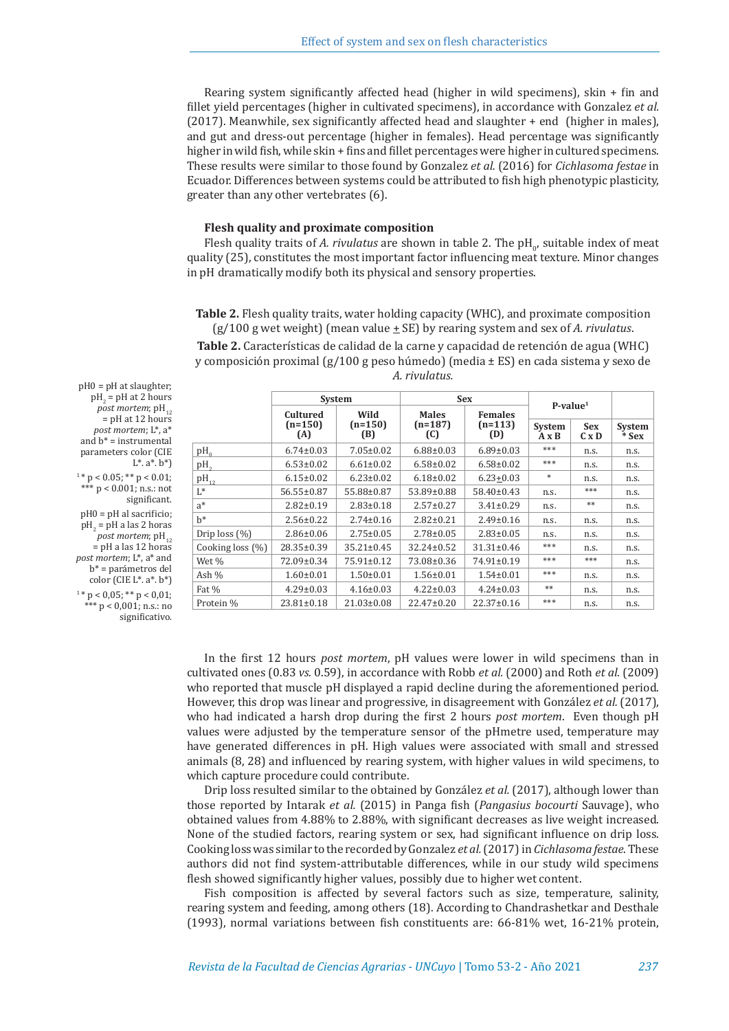Rearing system significantly affected head (higher in wild specimens), skin + fin and fillet yield percentages (higher in cultivated specimens), in accordance with Gonzalez *et al.* (2017). Meanwhile, sex significantly affected head and slaughter + end (higher in males), and gut and dress-out percentage (higher in females). Head percentage was significantly higher in wild fish, while skin + fins and fillet percentages were higher in cultured specimens. These results were similar to those found by Gonzalez *et al.* (2016) for *Cichlasoma festae* in Ecuador. Differences between systems could be attributed to fish high phenotypic plasticity, greater than any other vertebrates (6).

## Flesh quality and proximate composition

Flesh quality traits of *A. rivulatus* are shown in table 2. The $pH_0$, suitable index of meat quality (25), constitutes the most important factor influencing meat texture. Minor changes in pH dramatically modify both its physical and sensory properties.

**Table 2.** Flesh quality traits, water holding capacity (WHC), and proximate composition (g/100 g wet weight) (mean value ± SE) by rearing system and sex of *A. rivulatus*.

**Table 2.** Características de calidad de la carne y capacidad de retención de agua (WHC) y composición proximal (g/100 g peso húmedo) (media ± ES) en cada sistema y sexo de *A. rivulatus.*

| | System | | Sex | | P-value[1] | | |
|---|---|---|---|---|---|---|---|
| | Cultured (n=150) (A) | Wild (n=150) (B) | Males (n=187) (C) | Females (n=113) (D) | System A x B | Sex C x D | System * Sex |
| $pH_0$ | 6.74±0.03 | 7.05±0.02 | 6.88±0.03 | 6.89±0.03 | *** | n.s. | n.s. |
| $pH_2$ | 6.53±0.02 | 6.61±0.02 | 6.58±0.02 | 6.58±0.02 | *** | n.s. | n.s. |
| $pH_{12}$ | 6.15±0.02 | 6.23±0.02 | 6.18±0.02 | 6.23±0.03 | * | n.s. | n.s. |
| L* | 56.55±0.87 | 55.88±0.87 | 53.89±0.88 | 58.40±0.43 | n.s. | *** | n.s. |
| a* | 2.82±0.19 | 2.83±0.18 | 2.57±0.27 | 3.41±0.29 | n.s. | ** | n.s. |
| b* | 2.56±0.22 | 2.74±0.16 | 2.82±0.21 | 2.49±0.16 | n.s. | n.s. | n.s. |
| Drip loss (%) | 2.86±0.06 | 2.75±0.05 | 2.78±0.05 | 2.83±0.05 | n.s. | n.s. | n.s. |
| Cooking loss (%) | 28.35±0.39 | 35.21±0.45 | 32.24±0.52 | 31.31±0.46 | *** | n.s. | n.s. |
| Wet % | 72.09±0.34 | 75.91±0.12 | 73.08±0.36 | 74.91±0.19 | *** | *** | n.s. |
| Ash % | 1.60±0.01 | 1.50±0.01 | 1.56±0.01 | 1.54±0.01 | *** | n.s. | n.s. |
| Fat % | 4.29±0.03 | 4.16±0.03 | 4.22±0.03 | 4.24±0.03 | ** | n.s. | n.s. |
| Protein % | 23.81±0.18 | 21.03±0.08 | 22.47±0.20 | 22.37±0.16 | *** | n.s. | n.s. |

pH0 = pH at slaughter; $pH_2$ = pH at 2 hours *post mortem*; $pH_{12}$ = pH at 12 hours *post mortem*; L*, a* and b* = instrumental parameters color (CIE L*. a*. b*)

[1] * $p < 0.05$; ** $p < 0.01$; *** $p < 0.001$; n.s.: not significant.

pH0 = pH al sacrificio; $pH_2$ = pH a las 2 horas *post mortem*; $pH_{12}$ = pH a las 12 horas *post mortem*; L*, a* and b* = parámetros del color (CIE L*. a*. b*)

[1] * p < 0,05; ** p < 0,01; *** p < 0,001; n.s.: no significativo.

In the first 12 hours *post mortem*, pH values were lower in wild specimens than in cultivated ones (0.83 *vs.* 0.59), in accordance with Robb *et al.* (2000) and Roth *et al.* (2009) who reported that muscle pH displayed a rapid decline during the aforementioned period. However, this drop was linear and progressive, in disagreement with González *et al.* (2017), who had indicated a harsh drop during the first 2 hours *post mortem*. Even though pH values were adjusted by the temperature sensor of the pHmetre used, temperature may have generated differences in pH. High values were associated with small and stressed animals (8, 28) and influenced by rearing system, with higher values in wild specimens, to which capture procedure could contribute.

Drip loss resulted similar to the obtained by González *et al.* (2017), although lower than those reported by Intarak *et al.* (2015) in Panga fish (*Pangasius bocourti* Sauvage), who obtained values from 4.88% to 2.88%, with significant decreases as live weight increased. None of the studied factors, rearing system or sex, had significant influence on drip loss. Cooking loss was similar to the recorded by Gonzalez *et al.* (2017) in *Cichlasoma festae*. These authors did not find system-attributable differences, while in our study wild specimens flesh showed significantly higher values, possibly due to higher wet content.

Fish composition is affected by several factors such as size, temperature, salinity, rearing system and feeding, among others (18). According to Chandrashetkar and Desthale (1993), normal variations between fish constituents are: 66-81% wet, 16-21% protein,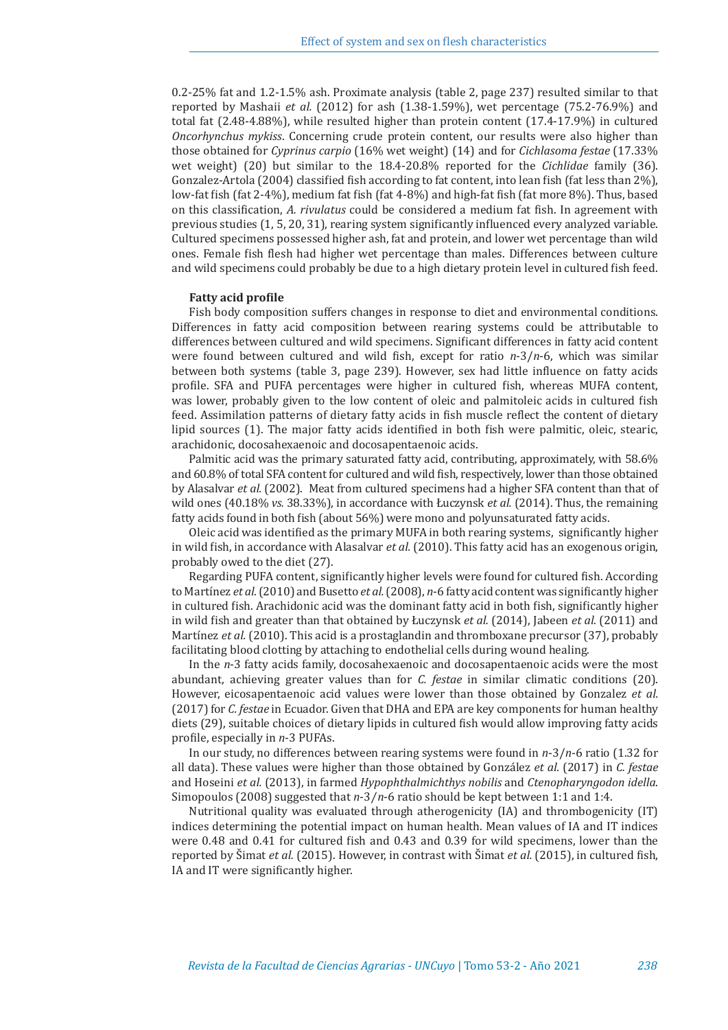0.2-25% fat and 1.2-1.5% ash. Proximate analysis (table 2, page 237) resulted similar to that reported by Mashaii *et al.* (2012) for ash (1.38-1.59%), wet percentage (75.2-76.9%) and total fat (2.48-4.88%), while resulted higher than protein content (17.4-17.9%) in cultured *Oncorhynchus mykiss*. Concerning crude protein content, our results were also higher than those obtained for *Cyprinus carpio* (16% wet weight) (14) and for *Cichlasoma festae* (17.33% wet weight) (20) but similar to the 18.4-20.8% reported for the *Cichlidae* family (36). Gonzalez-Artola (2004) classified fish according to fat content, into lean fish (fat less than 2%), low-fat fish (fat 2-4%), medium fat fish (fat 4-8%) and high-fat fish (fat more 8%). Thus, based on this classification, *A. rivulatus* could be considered a medium fat fish. In agreement with previous studies (1, 5, 20, 31), rearing system significantly influenced every analyzed variable. Cultured specimens possessed higher ash, fat and protein, and lower wet percentage than wild ones. Female fish flesh had higher wet percentage than males. Differences between culture and wild specimens could probably be due to a high dietary protein level in cultured fish feed.

### Fatty acid profile

Fish body composition suffers changes in response to diet and environmental conditions. Differences in fatty acid composition between rearing systems could be attributable to differences between cultured and wild specimens. Significant differences in fatty acid content were found between cultured and wild fish, except for ratio *n*-3/*n*-6, which was similar between both systems (table 3, page 239). However, sex had little influence on fatty acids profile. SFA and PUFA percentages were higher in cultured fish, whereas MUFA content, was lower, probably given to the low content of oleic and palmitoleic acids in cultured fish feed. Assimilation patterns of dietary fatty acids in fish muscle reflect the content of dietary lipid sources (1). The major fatty acids identified in both fish were palmitic, oleic, stearic, arachidonic, docosahexaenoic and docosapentaenoic acids.

Palmitic acid was the primary saturated fatty acid, contributing, approximately, with 58.6% and 60.8% of total SFA content for cultured and wild fish, respectively, lower than those obtained by Alasalvar *et al.* (2002). Meat from cultured specimens had a higher SFA content than that of wild ones (40.18% *vs.* 38.33%), in accordance with Łuczynsk *et al.* (2014). Thus, the remaining fatty acids found in both fish (about 56%) were mono and polyunsaturated fatty acids.

Oleic acid was identified as the primary MUFA in both rearing systems, significantly higher in wild fish, in accordance with Alasalvar *et al.* (2010). This fatty acid has an exogenous origin, probably owed to the diet (27).

Regarding PUFA content, significantly higher levels were found for cultured fish. According to Martínez *et al.* (2010) and Busetto *et al.* (2008), *n*-6 fatty acid content was significantly higher in cultured fish. Arachidonic acid was the dominant fatty acid in both fish, significantly higher in wild fish and greater than that obtained by Łuczynsk *et al.* (2014), Jabeen *et al.* (2011) and Martínez *et al.* (2010). This acid is a prostaglandin and thromboxane precursor (37), probably facilitating blood clotting by attaching to endothelial cells during wound healing.

In the *n*-3 fatty acids family, docosahexaenoic and docosapentaenoic acids were the most abundant, achieving greater values than for *C. festae* in similar climatic conditions (20). However, eicosapentaenoic acid values were lower than those obtained by Gonzalez *et al.* (2017) for *C. festae* in Ecuador. Given that DHA and EPA are key components for human healthy diets (29), suitable choices of dietary lipids in cultured fish would allow improving fatty acids profile, especially in *n*-3 PUFAs.

In our study, no differences between rearing systems were found in *n*-3/*n*-6 ratio (1.32 for all data). These values were higher than those obtained by González *et al.* (2017) in *C. festae* and Hoseini *et al.* (2013), in farmed *Hypophthalmichthys nobilis* and *Ctenopharyngodon idella*. Simopoulos (2008) suggested that *n*-3/*n*-6 ratio should be kept between 1:1 and 1:4.

Nutritional quality was evaluated through atherogenicity (IA) and thrombogenicity (IT) indices determining the potential impact on human health. Mean values of IA and IT indices were 0.48 and 0.41 for cultured fish and 0.43 and 0.39 for wild specimens, lower than the reported by Šimat *et al.* (2015). However, in contrast with Šimat *et al.* (2015), in cultured fish, IA and IT were significantly higher.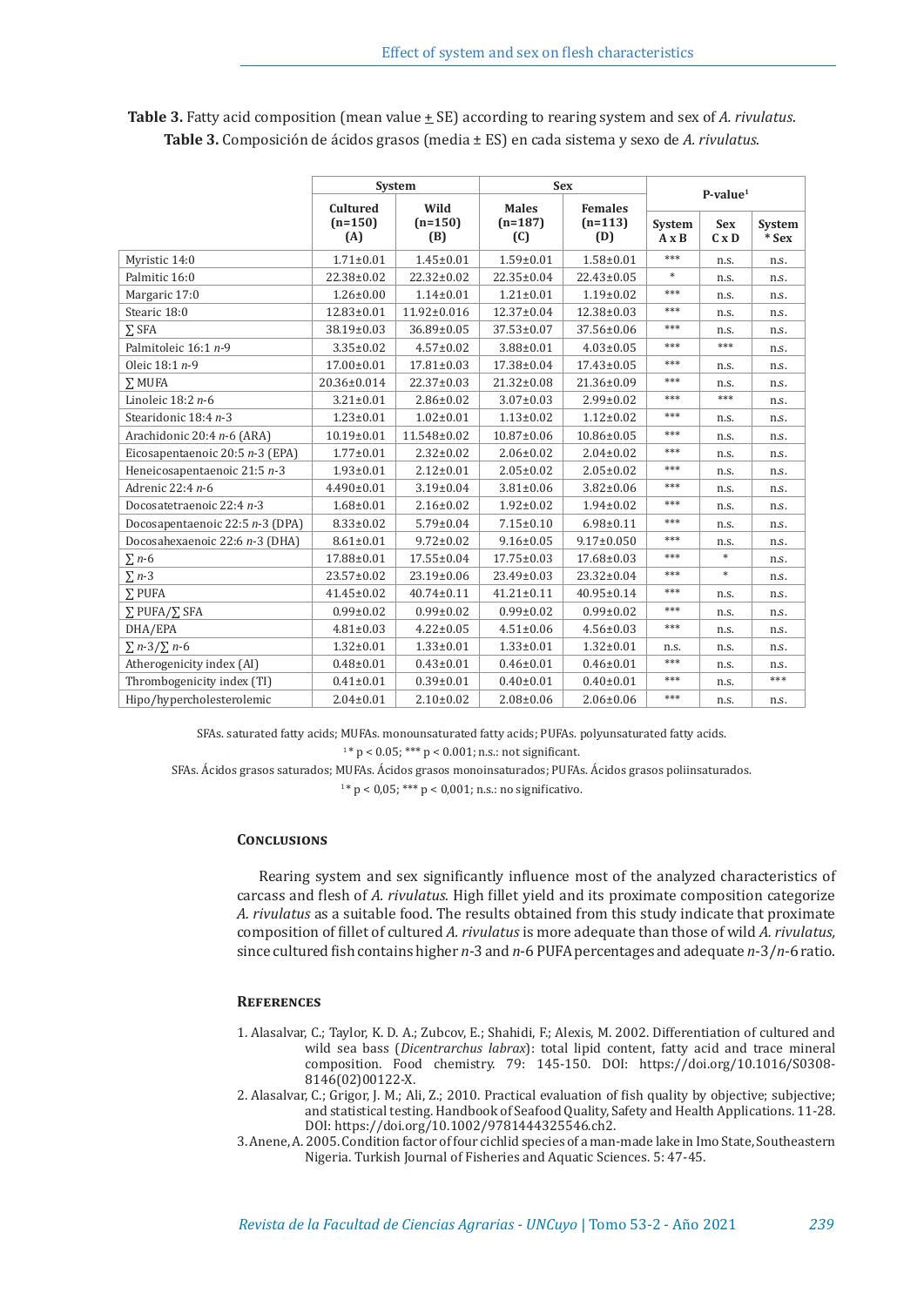**Table 3.** Fatty acid composition (mean value ± SE) according to rearing system and sex of *A. rivulatus*.
**Table 3.** Composición de ácidos grasos (media ± ES) en cada sistema y sexo de *A. rivulatus*.

| | System | | Sex | | P-value[1] | | |
|---|---|---|---|---|---|---|---|
| | Cultured (n=150) (A) | Wild (n=150) (B) | Males (n=187) (C) | Females (n=113) (D) | System A x B | Sex C x D | System * Sex |
| Myristic 14:0 | 1.71±0.01 | 1.45±0.01 | 1.59±0.01 | 1.58±0.01 | *** | n.s. | n.s. |
| Palmitic 16:0 | 22.38±0.02 | 22.32±0.02 | 22.35±0.04 | 22.43±0.05 | * | n.s. | n.s. |
| Margaric 17:0 | 1.26±0.00 | 1.14±0.01 | 1.21±0.01 | 1.19±0.02 | *** | n.s. | n.s. |
| Stearic 18:0 | 12.83±0.01 | 11.92±0.016 | 12.37±0.04 | 12.38±0.03 | *** | n.s. | n.s. |
| ∑ SFA | 38.19±0.03 | 36.89±0.05 | 37.53±0.07 | 37.56±0.06 | *** | n.s. | n.s. |
| Palmitoleic 16:1 *n*-9 | 3.35±0.02 | 4.57±0.02 | 3.88±0.01 | 4.03±0.05 | *** | *** | n.s. |
| Oleic 18:1 *n*-9 | 17.00±0.01 | 17.81±0.03 | 17.38±0.04 | 17.43±0.05 | *** | n.s. | n.s. |
| ∑ MUFA | 20.36±0.014 | 22.37±0.03 | 21.32±0.08 | 21.36±0.09 | *** | n.s. | n.s. |
| Linoleic 18:2 *n*-6 | 3.21±0.01 | 2.86±0.02 | 3.07±0.03 | 2.99±0.02 | *** | *** | n.s. |
| Stearidonic 18:4 *n*-3 | 1.23±0.01 | 1.02±0.01 | 1.13±0.02 | 1.12±0.02 | *** | n.s. | n.s. |
| Arachidonic 20:4 *n*-6 (ARA) | 10.19±0.01 | 11.548±0.02 | 10.87±0.06 | 10.86±0.05 | *** | n.s. | n.s. |
| Eicosapentaenoic 20:5 *n*-3 (EPA) | 1.77±0.01 | 2.32±0.02 | 2.06±0.02 | 2.04±0.02 | *** | n.s. | n.s. |
| Heneicosapentaenoic 21:5 *n*-3 | 1.93±0.01 | 2.12±0.01 | 2.05±0.02 | 2.05±0.02 | *** | n.s. | n.s. |
| Adrenic 22:4 *n*-6 | 4.490±0.01 | 3.19±0.04 | 3.81±0.06 | 3.82±0.06 | *** | n.s. | n.s. |
| Docosatetraenoic 22:4 *n*-3 | 1.68±0.01 | 2.16±0.02 | 1.92±0.02 | 1.94±0.02 | *** | n.s. | n.s. |
| Docosapentaenoic 22:5 *n*-3 (DPA) | 8.33±0.02 | 5.79±0.04 | 7.15±0.10 | 6.98±0.11 | *** | n.s. | n.s. |
| Docosahexaenoic 22:6 *n*-3 (DHA) | 8.61±0.01 | 9.72±0.02 | 9.16±0.05 | 9.17±0.050 | *** | n.s. | n.s. |
| ∑ *n*-6 | 17.88±0.01 | 17.55±0.04 | 17.75±0.03 | 17.68±0.03 | *** | * | n.s. |
| ∑ *n*-3 | 23.57±0.02 | 23.19±0.06 | 23.49±0.03 | 23.32±0.04 | *** | * | n.s. |
| ∑ PUFA | 41.45±0.02 | 40.74±0.11 | 41.21±0.11 | 40.95±0.14 | *** | n.s. | n.s. |
| ∑ PUFA/∑ SFA | 0.99±0.02 | 0.99±0.02 | 0.99±0.02 | 0.99±0.02 | *** | n.s. | n.s. |
| DHA/EPA | 4.81±0.03 | 4.22±0.05 | 4.51±0.06 | 4.56±0.03 | *** | n.s. | n.s. |
| ∑ *n*-3/∑ *n*-6 | 1.32±0.01 | 1.33±0.01 | 1.33±0.01 | 1.32±0.01 | n.s. | n.s. | n.s. |
| Atherogenicity index (AI) | 0.48±0.01 | 0.43±0.01 | 0.46±0.01 | 0.46±0.01 | *** | n.s. | n.s. |
| Thrombogenicity index (TI) | 0.41±0.01 | 0.39±0.01 | 0.40±0.01 | 0.40±0.01 | *** | n.s. | *** |
| Hipo/hypercholesterolemic | 2.04±0.01 | 2.10±0.02 | 2.08±0.06 | 2.06±0.06 | *** | n.s. | n.s. |

SFAs. saturated fatty acids; MUFAs. monounsaturated fatty acids; PUFAs. polyunsaturated fatty acids.
[1] * $p < 0.05$; *** $p < 0.001$; n.s.: not significant.
SFAs. Ácidos grasos saturados; MUFAs. Ácidos grasos monoinsaturados; PUFAs. Ácidos grasos poliinsaturados.
[1] * $p < 0{,}05$; *** $p < 0{,}001$; n.s.: no significativo.

## Conclusions

Rearing system and sex significantly influence most of the analyzed characteristics of carcass and flesh of *A. rivulatus*. High fillet yield and its proximate composition categorize *A. rivulatus* as a suitable food. The results obtained from this study indicate that proximate composition of fillet of cultured *A. rivulatus* is more adequate than those of wild *A. rivulatus,* since cultured fish contains higher *n*-3 and *n*-6 PUFA percentages and adequate *n*-3/*n*-6 ratio.

## References

1. Alasalvar, C.; Taylor, K. D. A.; Zubcov, E.; Shahidi, F.; Alexis, M. 2002. Differentiation of cultured and wild sea bass (*Dicentrarchus labrax*): total lipid content, fatty acid and trace mineral composition. Food chemistry. 79: 145-150. DOI: https://doi.org/10.1016/S0308-8146(02)00122-X.
2. Alasalvar, C.; Grigor, J. M.; Ali, Z.; 2010. Practical evaluation of fish quality by objective; subjective; and statistical testing. Handbook of Seafood Quality, Safety and Health Applications. 11-28. DOI: https://doi.org/10.1002/9781444325546.ch2.
3. Anene, A. 2005. Condition factor of four cichlid species of a man-made lake in Imo State, Southeastern Nigeria. Turkish Journal of Fisheries and Aquatic Sciences. 5: 47-45.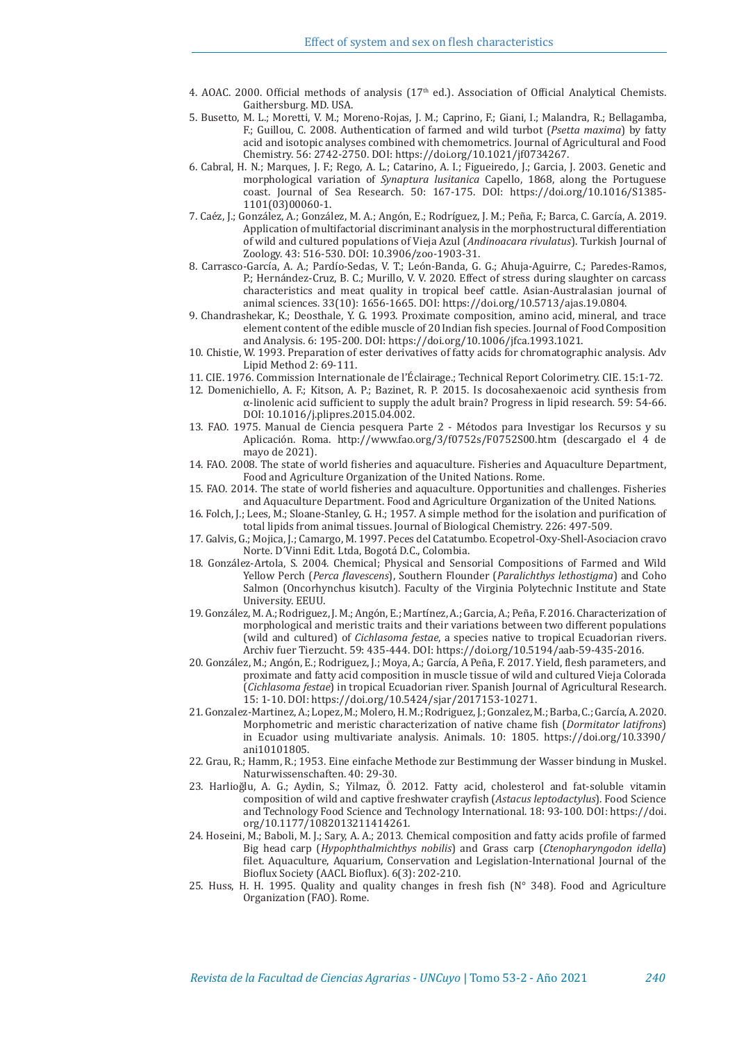4. AOAC. 2000. Official methods of analysis (17th ed.). Association of Official Analytical Chemists. Gaithersburg. MD. USA.
5. Busetto, M. L.; Moretti, V. M.; Moreno-Rojas, J. M.; Caprino, F.; Giani, I.; Malandra, R.; Bellagamba, F.; Guillou, C. 2008. Authentication of farmed and wild turbot (*Psetta maxima*) by fatty acid and isotopic analyses combined with chemometrics. Journal of Agricultural and Food Chemistry. 56: 2742-2750. DOI: https://doi.org/10.1021/jf0734267.
6. Cabral, H. N.; Marques, J. F.; Rego, A. L.; Catarino, A. I.; Figueiredo, J.; Garcia, J. 2003. Genetic and morphological variation of *Synaptura lusitanica* Capello, 1868, along the Portuguese coast. Journal of Sea Research. 50: 167-175. DOI: https://doi.org/10.1016/S1385-1101(03)00060-1.
7. Caéz, J.; González, A.; González, M. A.; Angón, E.; Rodríguez, J. M.; Peña, F.; Barca, C. García, A. 2019. Application of multifactorial discriminant analysis in the morphostructural differentiation of wild and cultured populations of Vieja Azul (*Andinoacara rivulatus*). Turkish Journal of Zoology. 43: 516-530. DOI: 10.3906/zoo-1903-31.
8. Carrasco-García, A. A.; Pardío-Sedas, V. T.; León-Banda, G. G.; Ahuja-Aguirre, C.; Paredes-Ramos, P.; Hernández-Cruz, B. C.; Murillo, V. V. 2020. Effect of stress during slaughter on carcass characteristics and meat quality in tropical beef cattle. Asian-Australasian journal of animal sciences. 33(10): 1656-1665. DOI: https://doi.org/10.5713/ajas.19.0804.
9. Chandrashekar, K.; Deosthale, Y. G. 1993. Proximate composition, amino acid, mineral, and trace element content of the edible muscle of 20 Indian fish species. Journal of Food Composition and Analysis. 6: 195-200. DOI: https://doi.org/10.1006/jfca.1993.1021.
10. Chistie, W. 1993. Preparation of ester derivatives of fatty acids for chromatographic analysis. Adv Lipid Method 2: 69-111.
11. CIE. 1976. Commission Internationale de l'Éclairage.; Technical Report Colorimetry. CIE. 15:1-72.
12. Domenichiello, A. F.; Kitson, A. P.; Bazinet, R. P. 2015. Is docosahexaenoic acid synthesis from α-linolenic acid sufficient to supply the adult brain? Progress in lipid research. 59: 54-66. DOI: 10.1016/j.plipres.2015.04.002.
13. FAO. 1975. Manual de Ciencia pesquera Parte 2 - Métodos para Investigar los Recursos y su Aplicación. Roma. http://www.fao.org/3/f0752s/F0752S00.htm (descargado el 4 de mayo de 2021).
14. FAO. 2008. The state of world fisheries and aquaculture. Fisheries and Aquaculture Department, Food and Agriculture Organization of the United Nations. Rome.
15. FAO. 2014. The state of world fisheries and aquaculture. Opportunities and challenges. Fisheries and Aquaculture Department. Food and Agriculture Organization of the United Nations.
16. Folch, J.; Lees, M.; Sloane-Stanley, G. H.; 1957. A simple method for the isolation and purification of total lipids from animal tissues. Journal of Biological Chemistry. 226: 497-509.
17. Galvis, G.; Mojica, J.; Camargo, M. 1997. Peces del Catatumbo. Ecopetrol-Oxy-Shell-Asociacion cravo Norte. D´Vinni Edit. Ltda, Bogotá D.C., Colombia.
18. González-Artola, S. 2004. Chemical; Physical and Sensorial Compositions of Farmed and Wild Yellow Perch (*Perca flavescens*), Southern Flounder (*Paralichthys lethostigma*) and Coho Salmon (Oncorhynchus kisutch). Faculty of the Virginia Polytechnic Institute and State University. EEUU.
19. González, M. A.; Rodriguez, J. M.; Angón, E.; Martínez, A.; Garcia, A.; Peña, F. 2016. Characterization of morphological and meristic traits and their variations between two different populations (wild and cultured) of *Cichlasoma festae*, a species native to tropical Ecuadorian rivers. Archiv fuer Tierzucht. 59: 435-444. DOI: https://doi.org/10.5194/aab-59-435-2016.
20. González, M.; Angón, E.; Rodriguez, J.; Moya, A.; García, A Peña, F. 2017. Yield, flesh parameters, and proximate and fatty acid composition in muscle tissue of wild and cultured Vieja Colorada (*Cichlasoma festae*) in tropical Ecuadorian river. Spanish Journal of Agricultural Research. 15: 1-10. DOI: https://doi.org/10.5424/sjar/2017153-10271.
21. Gonzalez-Martinez, A.; Lopez, M.; Molero, H. M.; Rodriguez, J.; Gonzalez, M.; Barba, C.; García, A. 2020. Morphometric and meristic characterization of native chame fish (*Dormitator latifrons*) in Ecuador using multivariate analysis. Animals. 10: 1805. https://doi.org/10.3390/ani10101805.
22. Grau, R.; Hamm, R.; 1953. Eine einfache Methode zur Bestimmung der Wasser bindung in Muskel. Naturwissenschaften. 40: 29-30.
23. Harlioğlu, A. G.; Aydin, S.; Yilmaz, Ö. 2012. Fatty acid, cholesterol and fat-soluble vitamin composition of wild and captive freshwater crayfish (*Astacus leptodactylus*). Food Science and Technology Food Science and Technology International. 18: 93-100. DOI: https://doi.org/10.1177/1082013211414261.
24. Hoseini, M.; Baboli, M. J.; Sary, A. A.; 2013. Chemical composition and fatty acids profile of farmed Big head carp (*Hypophthalmichthys nobilis*) and Grass carp (*Ctenopharyngodon idella*) filet. Aquaculture, Aquarium, Conservation and Legislation-International Journal of the Bioflux Society (AACL Bioflux). 6(3): 202-210.
25. Huss, H. H. 1995. Quality and quality changes in fresh fish (N° 348). Food and Agriculture Organization (FAO). Rome.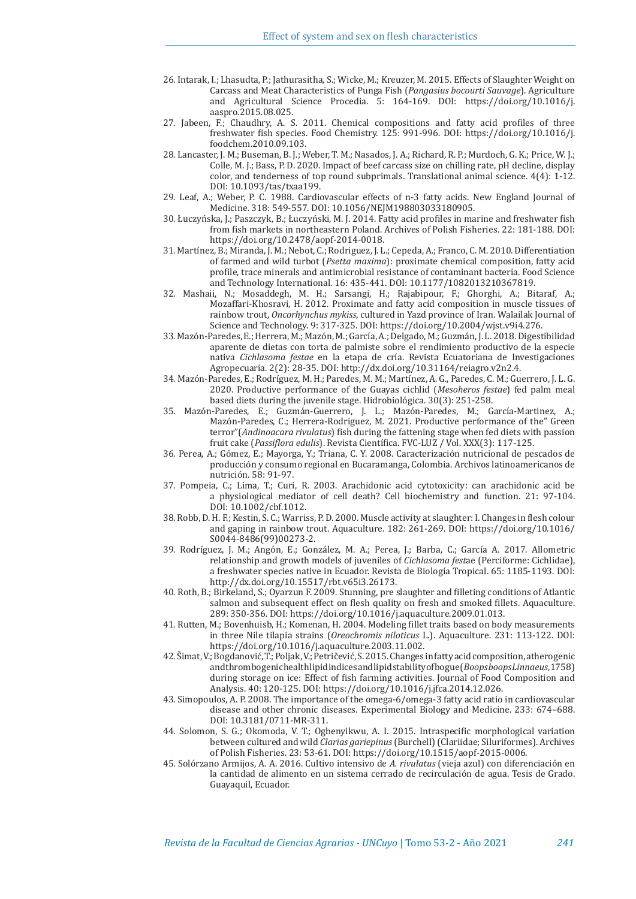26. Intarak, I.; Lhasudta, P.; Jathurasitha, S.; Wicke, M.; Kreuzer, M. 2015. Effects of Slaughter Weight on Carcass and Meat Characteristics of Punga Fish (*Pangasius bocourti Sauvage*). Agriculture and Agricultural Science Procedia. 5: 164-169. DOI: https://doi.org/10.1016/j.aaspro.2015.08.025.
27. Jabeen, F.; Chaudhry, A. S. 2011. Chemical compositions and fatty acid profiles of three freshwater fish species. Food Chemistry. 125: 991-996. DOI: https://doi.org/10.1016/j.foodchem.2010.09.103.
28. Lancaster, J. M.; Buseman, B. J.; Weber, T. M.; Nasados, J. A.; Richard, R. P.; Murdoch, G. K.; Price, W. J.; Colle, M. J.; Bass, P. D. 2020. Impact of beef carcass size on chilling rate, pH decline, display color, and tenderness of top round subprimals. Translational animal science. 4(4): 1-12. DOI: 10.1093/tas/txaa199.
29. Leaf, A.; Weber, P. C. 1988. Cardiovascular effects of n-3 fatty acids. New England Journal of Medicine. 318: 549-557. DOI: 10.1056/NEJM198803033180905.
30. Łuczyńska, J.; Paszczyk, B.; Łuczyński, M. J. 2014. Fatty acid profiles in marine and freshwater fish from fish markets in northeastern Poland. Archives of Polish Fisheries. 22: 181-188. DOI: https://doi.org/10.2478/aopf-2014-0018.
31. Martínez, B.; Miranda, J. M.; Nebot, C.; Rodriguez, J. L.; Cepeda, A.; Franco, C. M. 2010. Differentiation of farmed and wild turbot (*Psetta maxima*): proximate chemical composition, fatty acid profile, trace minerals and antimicrobial resistance of contaminant bacteria. Food Science and Technology International. 16: 435-441. DOI: 10.1177/1082013210367819.
32. Mashaii, N.; Mosaddegh, M. H.; Sarsangi, H.; Rajabipour, F.; Ghorghi, A.; Bitaraf, A.; Mozaffari-Khosravi, H. 2012. Proximate and fatty acid composition in muscle tissues of rainbow trout, *Oncorhynchus mykiss*, cultured in Yazd province of Iran. Walailak Journal of Science and Technology. 9: 317-325. DOI: https://doi.org/10.2004/wjst.v9i4.276.
33. Mazón-Paredes, E.; Herrera, M.; Mazón, M.; García, A.; Delgado, M.; Guzmán, J. L. 2018. Digestibilidad aparente de dietas con torta de palmiste sobre el rendimiento productivo de la especie nativa *Cichlasoma festae* en la etapa de cría. Revista Ecuatoriana de Investigaciones Agropecuaria. 2(2): 28-35. DOI: http://dx.doi.org/10.31164/reiagro.v2n2.4.
34. Mazón-Paredes, E.; Rodríguez, M. H.; Paredes, M. M.; Martínez, A. G.; Paredes, C. M.; Guerrero, J. L. G. 2020. Productive performance of the Guayas cichlid (*Mesoheros festae*) fed palm meal based diets during the juvenile stage. Hidrobiológica. 30(3): 251-258.
35. Mazón-Paredes, E.; Guzmán-Guerrero, J. L.; Mazón-Paredes, M.; García-Martinez, A.; Mazón-Paredes, C.; Herrera-Rodriguez, M. 2021. Productive performance of the" Green terror"(*Andinoacara rivulatus*) fish during the fattening stage when fed diets with passion fruit cake (*Passiflora edulis*). Revista Científica. FVC-LUZ / Vol. XXX(3): 117-125.
36. Perea, A.; Gómez, E.; Mayorga, Y.; Triana, C. Y. 2008. Caracterización nutricional de pescados de producción y consumo regional en Bucaramanga, Colombia. Archivos latinoamericanos de nutrición. 58: 91-97.
37. Pompeia, C.; Lima, T.; Curi, R. 2003. Arachidonic acid cytotoxicity: can arachidonic acid be a physiological mediator of cell death? Cell biochemistry and function. 21: 97-104. DOI: 10.1002/cbf.1012.
38. Robb, D. H. F.; Kestin, S. C.; Warriss, P. D. 2000. Muscle activity at slaughter: I. Changes in flesh colour and gaping in rainbow trout. Aquaculture. 182: 261-269. DOI: https://doi.org/10.1016/S0044-8486(99)00273-2.
39. Rodríguez, J. M.; Angón, E.; González, M. A.; Perea, J.; Barba, C.; García A. 2017. Allometric relationship and growth models of juveniles of *Cichlasoma fest*ae (Perciforme: Cichlidae), a freshwater species native in Ecuador. Revista de Biología Tropical. 65: 1185-1193. DOI: http://dx.doi.org/10.15517/rbt.v65i3.26173.
40. Roth, B.; Birkeland, S.; Oyarzun F. 2009. Stunning, pre slaughter and filleting conditions of Atlantic salmon and subsequent effect on flesh quality on fresh and smoked fillets. Aquaculture. 289: 350-356. DOI: https://doi.org/10.1016/j.aquaculture.2009.01.013.
41. Rutten, M.; Bovenhuisb, H.; Komenan, H. 2004. Modeling fillet traits based on body measurements in three Nile tilapia strains (*Oreochromis niloticus* L.). Aquaculture. 231: 113-122. DOI: https://doi.org/10.1016/j.aquaculture.2003.11.002.
42. Šimat, V.; Bogdanović, T.; Poljak, V.; Petričević, S. 2015. Changes in fatty acid composition, atherogenic and thrombogenic health lipid indices and lipid stability of bogue (*Boops boops Linnaeus*, 1758) during storage on ice: Effect of fish farming activities. Journal of Food Composition and Analysis. 40: 120-125. DOI: https://doi.org/10.1016/j.jfca.2014.12.026.
43. Simopoulos, A. P. 2008. The importance of the omega-6/omega-3 fatty acid ratio in cardiovascular disease and other chronic diseases. Experimental Biology and Medicine. 233: 674–688. DOI: 10.3181/0711-MR-311.
44. Solomon, S. G.; Okomoda, V. T.; Ogbenyikwu, A. I. 2015. Intraspecific morphological variation between cultured and wild *Clarias gariepinus* (Burchell) (Clariidae; Siluriformes). Archives of Polish Fisheries. 23: 53-61. DOI: https://doi.org/10.1515/aopf-2015-0006.
45. Solórzano Armijos, A. A. 2016. Cultivo intensivo de *A. rivulatus* (vieja azul) con diferenciación en la cantidad de alimento en un sistema cerrado de recirculación de agua. Tesis de Grado. Guayaquil, Ecuador.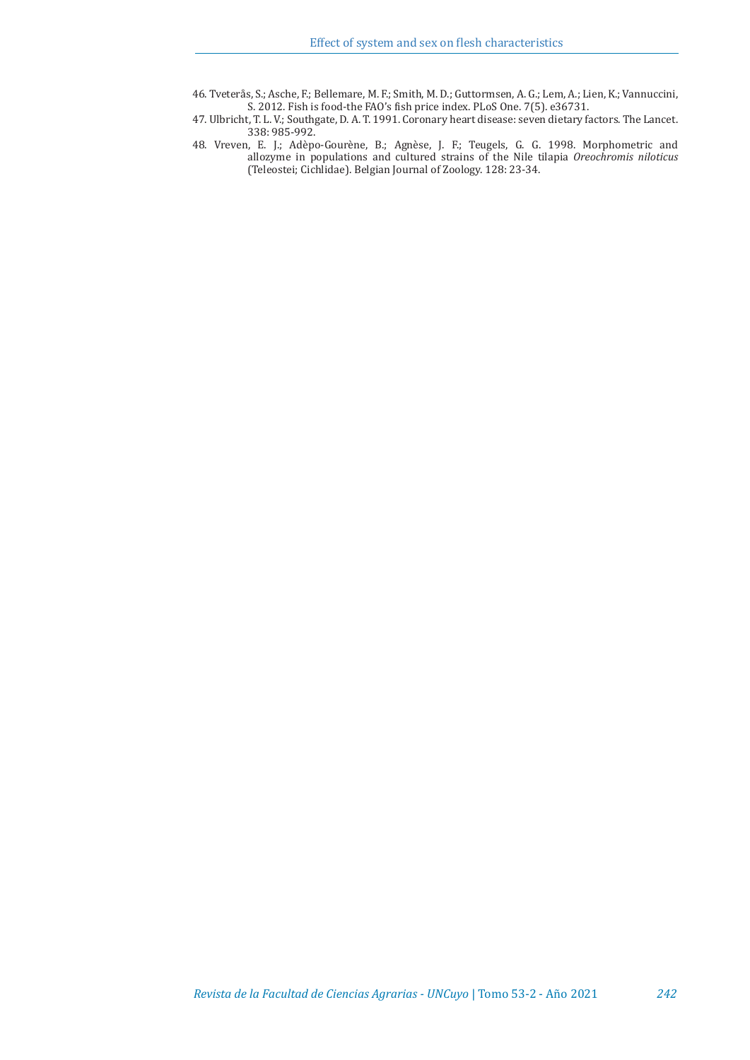46. Tveterås, S.; Asche, F.; Bellemare, M. F.; Smith, M. D.; Guttormsen, A. G.; Lem, A.; Lien, K.; Vannuccini, S. 2012. Fish is food-the FAO's fish price index. PLoS One. 7(5). e36731.

47. Ulbricht, T. L. V.; Southgate, D. A. T. 1991. Coronary heart disease: seven dietary factors. The Lancet. 338: 985-992.

48. Vreven, E. J.; Adèpo-Gourène, B.; Agnèse, J. F.; Teugels, G. G. 1998. Morphometric and allozyme in populations and cultured strains of the Nile tilapia *Oreochromis niloticus* (Teleostei; Cichlidae). Belgian Journal of Zoology. 128: 23-34.